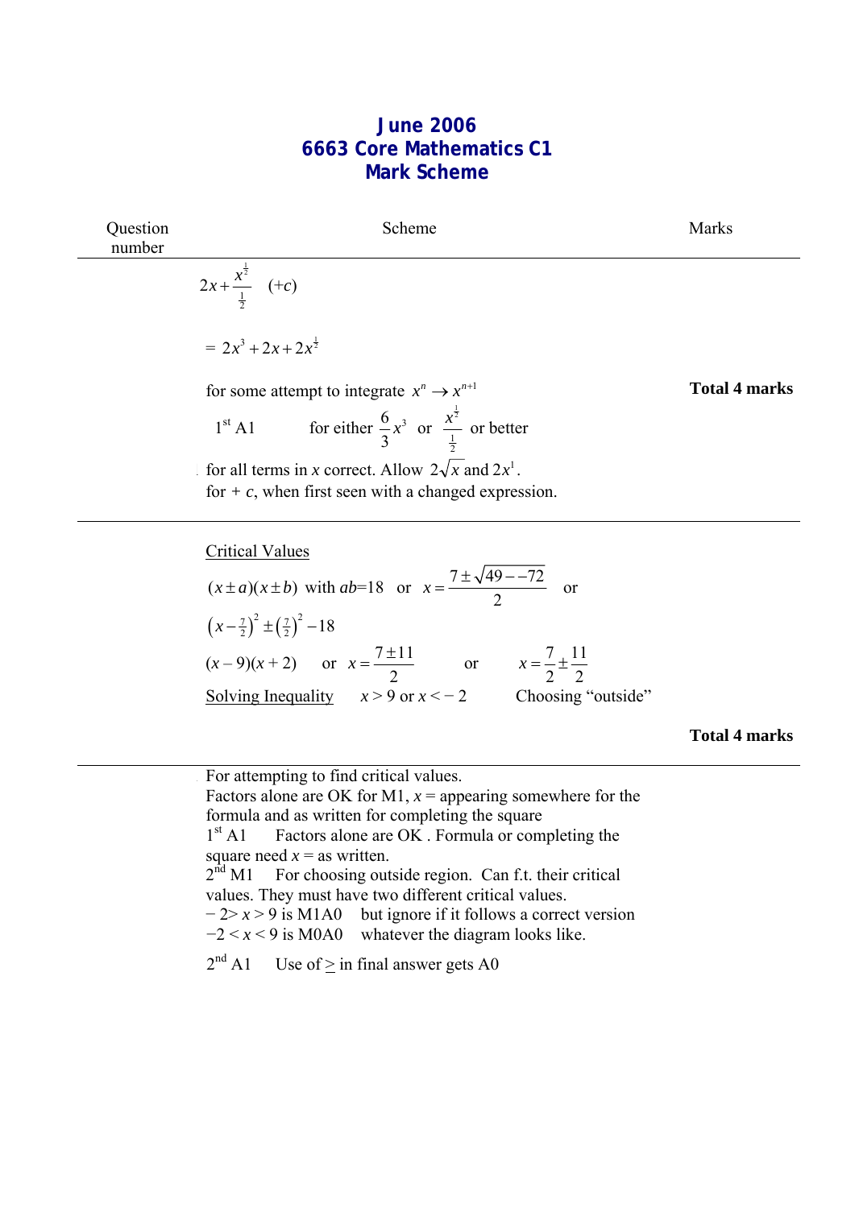# June 2006
# 6663 Core Mathematics C1
# Mark Scheme

| Question number | Scheme | Marks |
|---|---|---|
| | $2x + \frac{x^{\frac{1}{2}}}{\frac{1}{2}}$ $(+c)$ | |
| | $= 2x^3 + 2x + 2x^{\frac{1}{2}}$ | |
| | for some attempt to integrate $x^n \rightarrow x^{n+1}$ | **Total 4 marks** |
| | 1st A1 for either $\frac{6}{3}x^3$ or $\frac{x^{\frac{1}{2}}}{\frac{1}{2}}$ or better | |
| | for all terms in $x$ correct. Allow $2\sqrt{x}$ and $2x^1$. | |
| | for $+ c$, when first seen with a changed expression. | |

| Question number | Scheme | Marks |
|---|---|---|
| | Critical Values | |
| | $(x \pm a)(x \pm b)$ with $ab$=18 or $x = \frac{7 \pm \sqrt{49 - -72}}{2}$ or | |
| | $\left(x - \frac{7}{2}\right)^2 \pm \left(\frac{7}{2}\right)^2 - 18$ | |
| | $(x-9)(x+2)$ or $x = \frac{7 \pm 11}{2}$ or $x = \frac{7}{2} \pm \frac{11}{2}$ | |
| | Solving Inequality $x > 9$ or $x < -2$ Choosing "outside" | |
| | | **Total 4 marks** |

For attempting to find critical values.
Factors alone are OK for M1, $x =$ appearing somewhere for the formula and as written for completing the square

1st A1 Factors alone are OK . Formula or completing the square need $x =$ as written.

2nd M1 For choosing outside region. Can f.t. their critical values. They must have two different critical values.

$-2 > x > 9$ is M1A0 but ignore if it follows a correct version

$-2 < x < 9$ is M0A0 whatever the diagram looks like.

2nd A1 Use of $\geq$ in final answer gets A0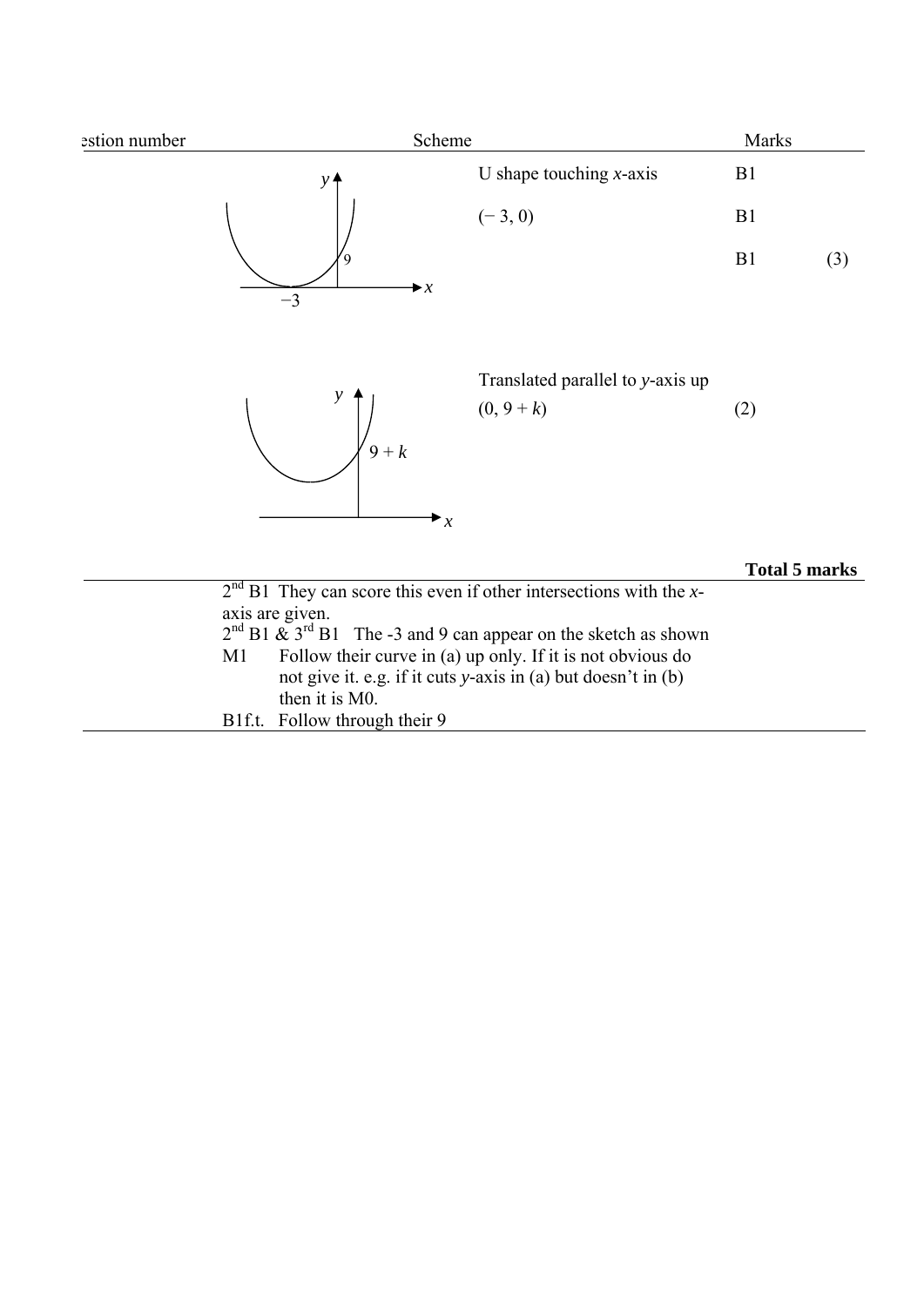| Question number | Scheme | | Marks | |
|---|---|---|---|---|
| | y, 9, −3, x | U shape touching $x$-axis | B1 | |
| | | $(-3, 0)$ | B1 | |
| | | | B1 | (3) |
| | y, $9 + k$, x | Translated parallel to $y$-axis up | | |
| | | $(0, 9 + k)$ | (2) | |
| | | | **Total 5 marks** | |

2nd B1 They can score this even if other intersections with the $x$-axis are given.

2nd B1 & 3rd B1 The -3 and 9 can appear on the sketch as shown

M1 Follow their curve in (a) up only. If it is not obvious do not give it. e.g. if it cuts $y$-axis in (a) but doesn't in (b) then it is M0.

B1f.t. Follow through their 9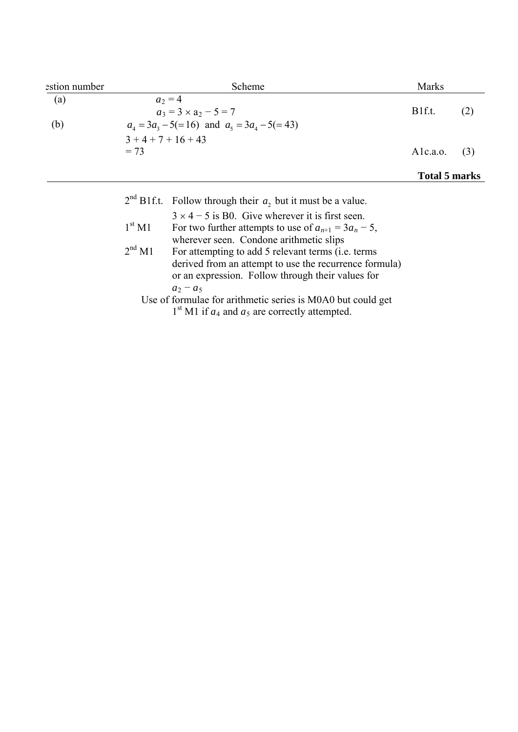| Question number | Scheme | Marks | |
|---|---|---|---|
| (a) | $a_2 = 4$ | | |
| | $a_3 = 3 \times a_2 - 5 = 7$ | B1f.t. | (2) |
| (b) | $a_4 = 3a_3 - 5 (= 16)$ and $a_5 = 3a_4 - 5 (= 43)$ | | |
| | $3 + 4 + 7 + 16 + 43$ | | |
| | $= 73$ | A1c.a.o. | (3) |
| | | **Total 5 marks** | |

2nd B1f.t. Follow through their $a_2$ but it must be a value.
$3 \times 4 - 5$ is B0. Give wherever it is first seen.

1st M1 For two further attempts to use of $a_{n+1} = 3a_n - 5$, wherever seen. Condone arithmetic slips

2nd M1 For attempting to add 5 relevant terms (i.e. terms derived from an attempt to use the recurrence formula) or an expression. Follow through their values for $a_2 - a_5$

Use of formulae for arithmetic series is M0A0 but could get 1st M1 if $a_4$ and $a_5$ are correctly attempted.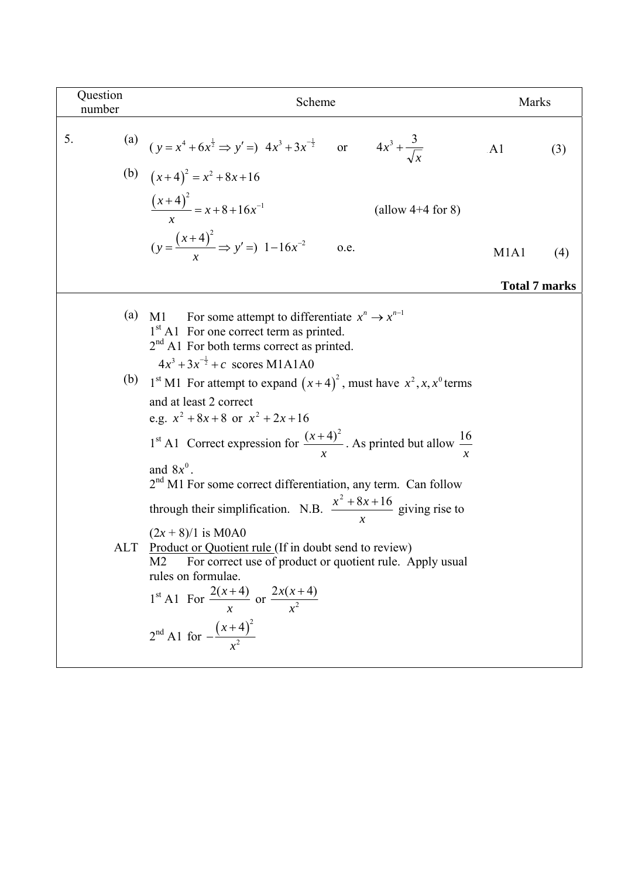| Question number | | Scheme | Marks | |
|---|---|---|---|---|
| 5. | (a) | $(y = x^4 + 6x^{\frac{1}{2}} \Rightarrow y' =)\ 4x^3 + 3x^{-\frac{1}{2}}$ or $4x^3 + \frac{3}{\sqrt{x}}$ | A1 | (3) |
| | (b) | $(x+4)^2 = x^2 + 8x + 16$ | | |
| | | $\frac{(x+4)^2}{x} = x + 8 + 16x^{-1}$ (allow 4+4 for 8) | | |
| | | $(y = \frac{(x+4)^2}{x} \Rightarrow y' =)\ 1 - 16x^{-2}$ o.e. | M1A1 | (4) |
| | | | **Total 7 marks** | |

(a) M1 For some attempt to differentiate $x^n \to x^{n-1}$

1st A1 For one correct term as printed.

2nd A1 For both terms correct as printed.

$4x^3 + 3x^{-\frac{1}{2}} + c$ scores M1A1A0

(b) 1st M1 For attempt to expand $(x+4)^2$, must have $x^2, x, x^0$ terms and at least 2 correct

e.g. $x^2 + 8x + 8$ or $x^2 + 2x + 16$

1st A1 Correct expression for $\frac{(x+4)^2}{x}$. As printed but allow $\frac{16}{x}$ and $8x^0$.

2nd M1 For some correct differentiation, any term. Can follow through their simplification. N.B. $\frac{x^2 + 8x + 16}{x}$ giving rise to $(2x + 8)/1$ is M0A0

ALT Product or Quotient rule (If in doubt send to review)

M2 For correct use of product or quotient rule. Apply usual rules on formulae.

1st A1 For $\frac{2(x+4)}{x}$ or $\frac{2x(x+4)}{x^2}$

2nd A1 for $-\frac{(x+4)^2}{x^2}$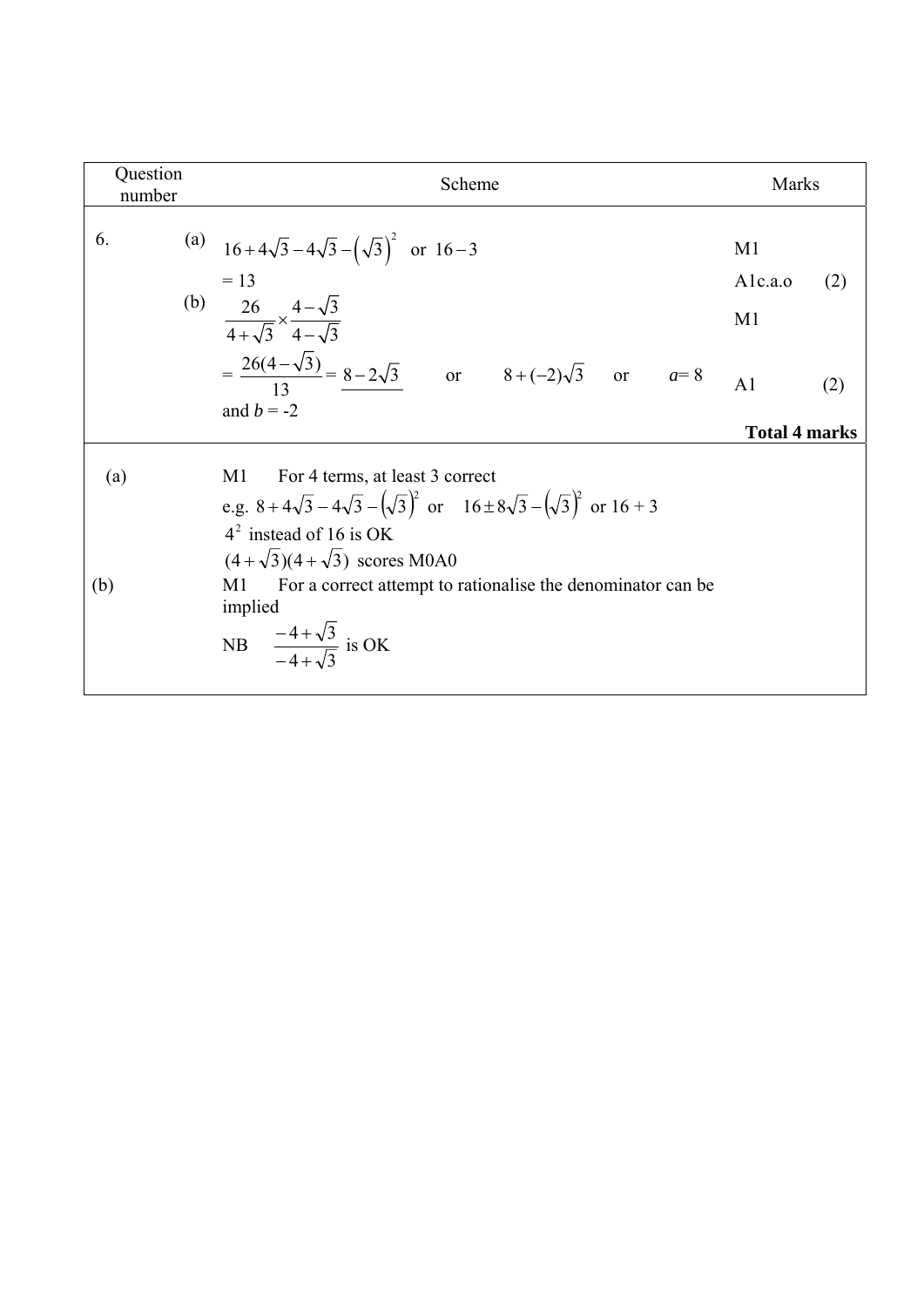| Question number | | Scheme | Marks | |
|---|---|---|---|---|
| 6. | (a) | $16 + 4\sqrt{3} - 4\sqrt{3} - \left(\sqrt{3}\right)^2$ or $16 - 3$ | M1 | |
| | | $= 13$ | A1c.a.o | (2) |
| | (b) | $\dfrac{26}{4+\sqrt{3}} \times \dfrac{4-\sqrt{3}}{4-\sqrt{3}}$ | M1 | |
| | | $= \dfrac{26(4-\sqrt{3})}{13} = \underline{8 - 2\sqrt{3}}$ or $8 + (-2)\sqrt{3}$ or $a = 8$ and $b = -2$ | A1 | (2) |
| | | | **Total 4 marks** | |
| (a) | | M1 For 4 terms, at least 3 correct<br>e.g. $8 + 4\sqrt{3} - 4\sqrt{3} - \left(\sqrt{3}\right)^2$ or $16 \pm 8\sqrt{3} - \left(\sqrt{3}\right)^2$ or $16 + 3$<br>$4^2$ instead of 16 is OK<br>$(4+\sqrt{3})(4+\sqrt{3})$ scores M0A0 | | |
| (b) | | M1 For a correct attempt to rationalise the denominator can be implied<br>NB $\dfrac{-4+\sqrt{3}}{-4+\sqrt{3}}$ is OK | | |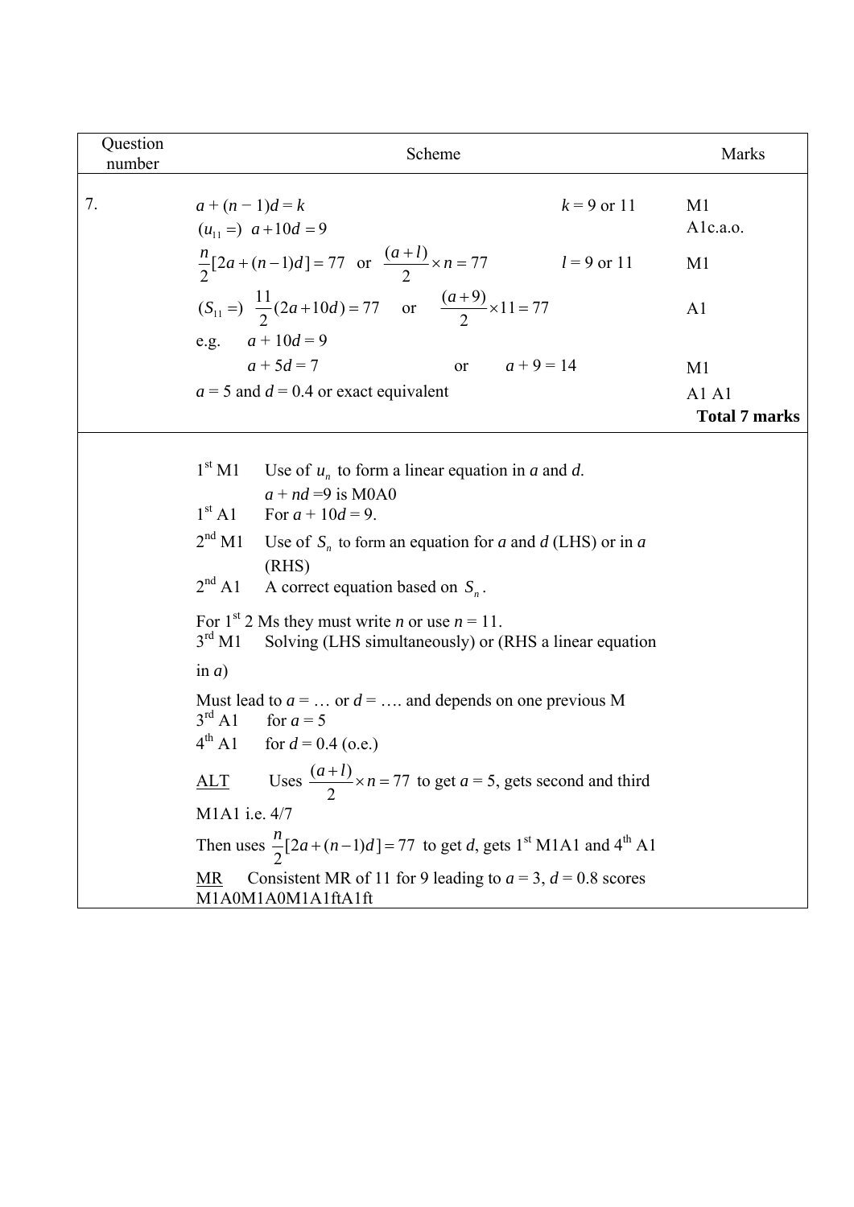| Question number | Scheme | | Marks |
|---|---|---|---|
| 7. | $a + (n-1)d = k$ | $k = 9$ or $11$ | M1 |
| | $(u_{11} =)\ a + 10d = 9$ | | A1c.a.o. |
| | $\frac{n}{2}[2a + (n-1)d] = 77$ or $\frac{(a+l)}{2} \times n = 77$ | $l = 9$ or $11$ | M1 |
| | $(S_{11} =)\ \frac{11}{2}(2a + 10d) = 77$ or $\frac{(a+9)}{2} \times 11 = 77$ | | A1 |
| | e.g. $a + 10d = 9$ | | |
| | $a + 5d = 7$ or $a + 9 = 14$ | | M1 |
| | $a = 5$ and $d = 0.4$ or exact equivalent | | A1 A1 |
| | | | **Total 7 marks** |

1st M1 Use of $u_n$ to form a linear equation in $a$ and $d$.
$a + nd = 9$ is M0A0

1st A1 For $a + 10d = 9$.

2nd M1 Use of $S_n$ to form an equation for $a$ and $d$ (LHS) or in $a$ (RHS)

2nd A1 A correct equation based on $S_n$.

For 1st 2 Ms they must write $n$ or use $n = 11$.

3rd M1 Solving (LHS simultaneously) or (RHS a linear equation in $a$)

Must lead to $a = \ldots$ or $d = \ldots$. and depends on one previous M

3rd A1 for $a = 5$

4th A1 for $d = 0.4$ (o.e.)

ALT Uses $\frac{(a+l)}{2} \times n = 77$ to get $a = 5$, gets second and third M1A1 i.e. 4/7

Then uses $\frac{n}{2}[2a + (n-1)d] = 77$ to get $d$, gets 1st M1A1 and 4th A1

MR Consistent MR of 11 for 9 leading to $a = 3$, $d = 0.8$ scores M1A0M1A0M1A1ftA1ft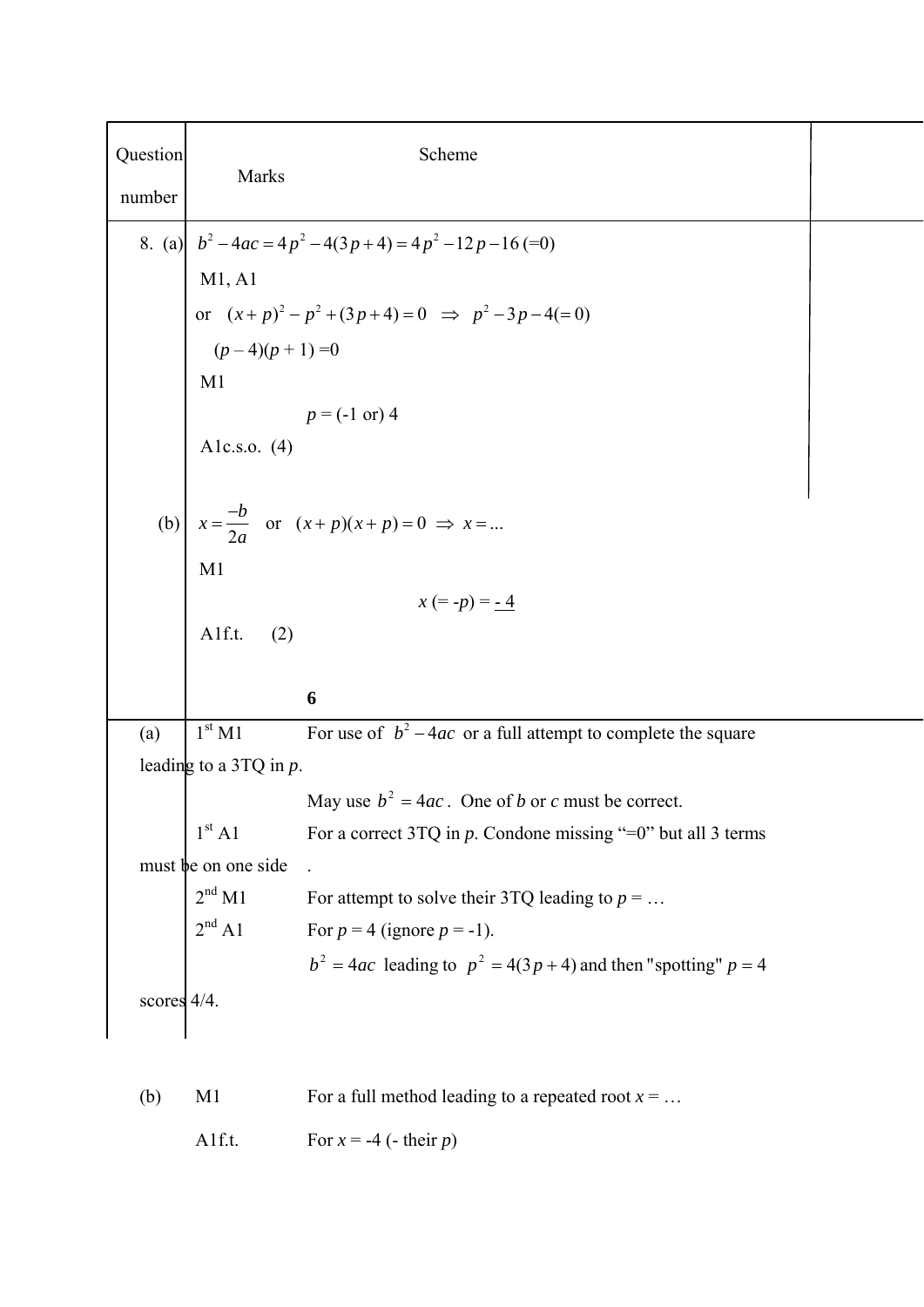| Question number | Scheme | Marks |
|---|---|---|
| 8. (a) | $b^2 - 4ac = 4p^2 - 4(3p+4) = 4p^2 - 12p - 16 \ (=0)$ | M1, A1 |
| | or $(x+p)^2 - p^2 + (3p+4) = 0 \ \Rightarrow \ p^2 - 3p - 4 (=0)$ | |
| | $(p - 4)(p + 1) = 0$ | M1 |
| | $p = (-1 \text{ or}) \ 4$ | A1c.s.o. (4) |
| (b) | $x = \dfrac{-b}{2a}$ or $(x+p)(x+p) = 0 \ \Rightarrow \ x = ...$ | M1 |
| | $x \ (= -p) = \underline{-4}$ | A1f.t. (2) |
| | | **6** |

(a) 1[st] M1 For use of $b^2 - 4ac$ or a full attempt to complete the square leading to a 3TQ in $p$.

May use $b^2 = 4ac$. One of $b$ or $c$ must be correct.

1[st] A1 For a correct 3TQ in $p$. Condone missing "=0" but all 3 terms must be on one side.

2[nd] M1 For attempt to solve their 3TQ leading to $p = \ldots$

2[nd] A1 For $p = 4$ (ignore $p = -1$).

$b^2 = 4ac$ leading to $p^2 = 4(3p+4)$ and then "spotting" $p = 4$ scores 4/4.

(b) M1 For a full method leading to a repeated root $x = \ldots$

A1f.t. For $x = -4$ (- their $p$)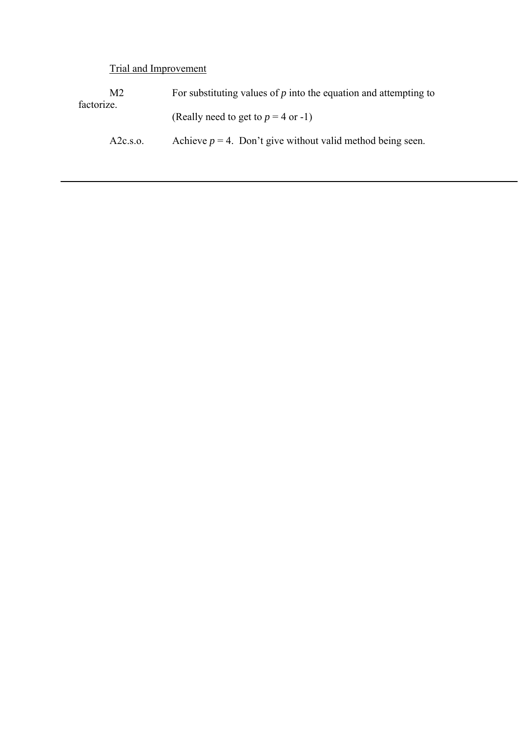Trial and Improvement

M2 For substituting values of $p$ into the equation and attempting to factorize.

(Really need to get to $p = 4$ or -1)

A2c.s.o. Achieve $p = 4$. Don't give without valid method being seen.

---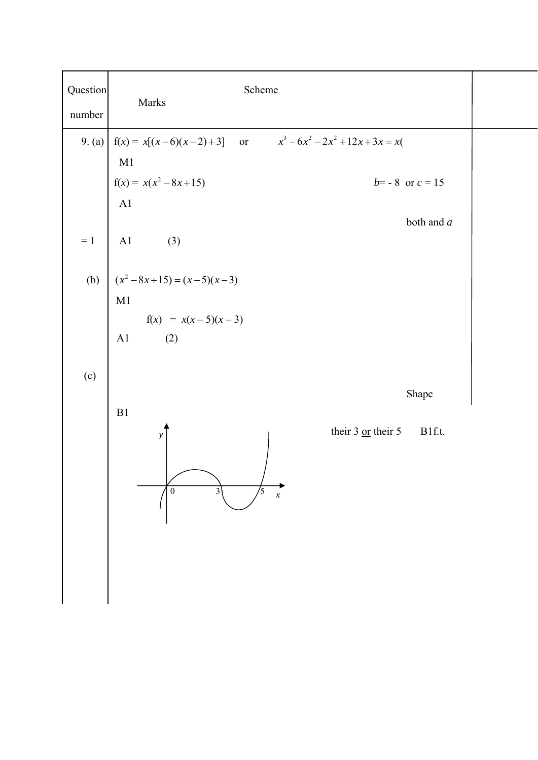| Question number | Scheme | Marks |
|---|---|---|
| 9. (a) | f($x$) = $x[(x-6)(x-2)+3]$ or $x^3-6x^2-2x^2+12x+3x = x($ | M1 |
| | f($x$) = $x(x^2-8x+15)$ $b$= - 8 or $c$ = 15 | A1 |
| | both and $a$ = 1 | A1 (3) |
| (b) | $(x^2-8x+15) = (x-5)(x-3)$ | M1 |
| | f($x$) = $x(x-5)(x-3)$ | A1 (2) |
| (c) | Shape | B1 |
| | their 3 or their 5 | B1f.t. |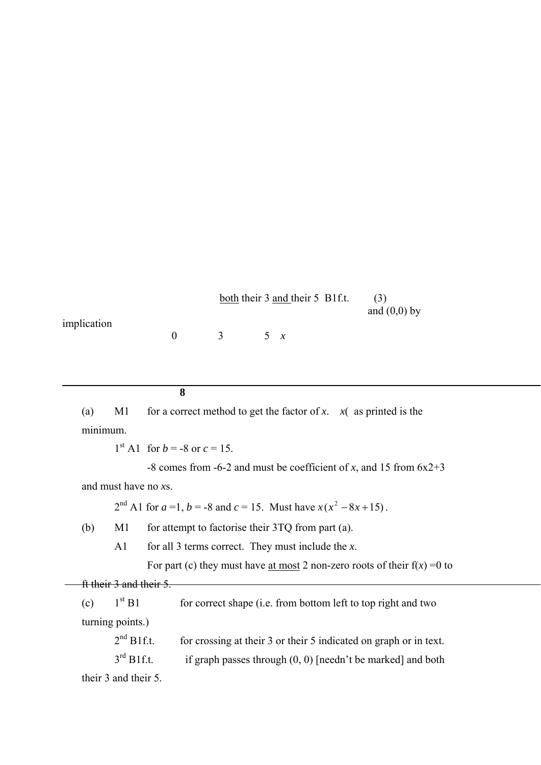both their 3 and their 5 B1f.t. (3)

and (0,0) by implication

0 3 5 $x$

---

**8**

(a) M1 for a correct method to get the factor of $x$. $x($ as printed is the minimum.

1st A1 for $b$ = -8 or $c$ = 15.

-8 comes from -6-2 and must be coefficient of $x$, and 15 from 6x2+3 and must have no $x$s.

2nd A1 for $a$ =1, $b$ = -8 and $c$ = 15. Must have $x(x^2 - 8x + 15)$.

(b) M1 for attempt to factorise their 3TQ from part (a).

A1 for all 3 terms correct. They must include the $x$.

For part (c) they must have at most 2 non-zero roots of their f($x$) =0 to ft their 3 and their 5.

(c) 1st B1 for correct shape (i.e. from bottom left to top right and two turning points.)

2nd B1f.t. for crossing at their 3 or their 5 indicated on graph or in text.

3rd B1f.t. if graph passes through (0, 0) [needn't be marked] and both their 3 and their 5.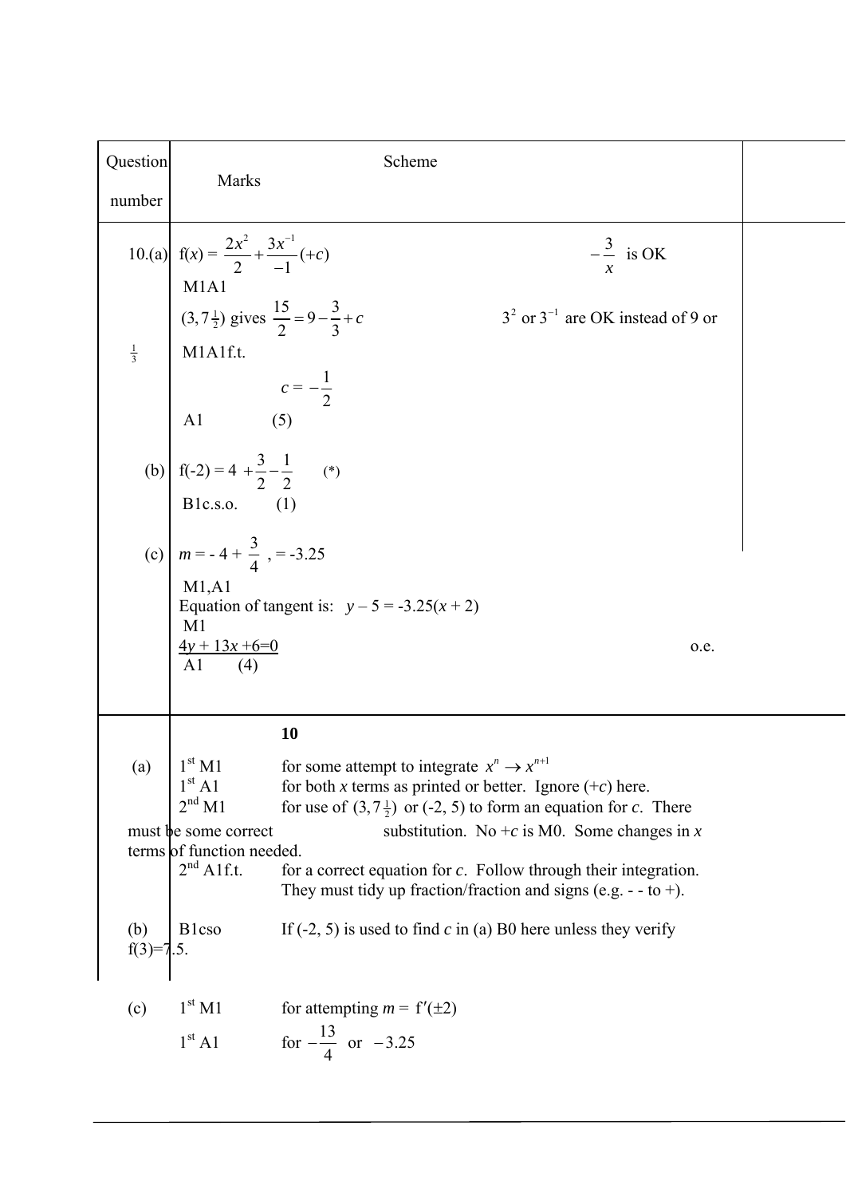| Question number | Scheme | Marks |
| --- | --- | --- |
| 10.(a) | f(x) = $\frac{2x^2}{2} + \frac{3x^{-1}}{-1}(+c)$ &nbsp;&nbsp;&nbsp;&nbsp; $-\frac{3}{x}$ is OK | M1A1 |
| | $(3, 7\frac{1}{2})$ gives $\frac{15}{2} = 9 - \frac{3}{3} + c$ &nbsp;&nbsp;&nbsp;&nbsp; $3^2$ or $3^{-1}$ are OK instead of 9 or $\frac{1}{3}$ | M1A1f.t. |
| | $c = -\frac{1}{2}$ | A1 &nbsp;&nbsp; (5) |
| (b) | f(-2) = 4 $+ \frac{3}{2} - \frac{1}{2}$ &nbsp;&nbsp; (*) | B1c.s.o. &nbsp;&nbsp; (1) |
| (c) | $m = -4 + \frac{3}{4}$ , = -3.25 | M1,A1 |
| | Equation of tangent is: $y - 5 = -3.25(x + 2)$ | M1 |
| | $4y + 13x + 6 = 0$ &nbsp;&nbsp;&nbsp;&nbsp; o.e. | A1 &nbsp;&nbsp; (4) |
| | **10** | |

(a) 1st M1 for some attempt to integrate $x^n \rightarrow x^{n+1}$

1st A1 for both $x$ terms as printed or better. Ignore (+$c$) here.

2nd M1 for use of $(3, 7\frac{1}{2})$ or (-2, 5) to form an equation for $c$. There must be some correct substitution. No +$c$ is M0. Some changes in $x$ terms of function needed.

2nd A1f.t. for a correct equation for $c$. Follow through their integration. They must tidy up fraction/fraction and signs (e.g. - - to +).

(b) B1cso If (-2, 5) is used to find $c$ in (a) B0 here unless they verify f(3)=7.5.

(c) 1st M1 for attempting $m = \text{f}'(\pm 2)$

1st A1 for $-\frac{13}{4}$ or $-3.25$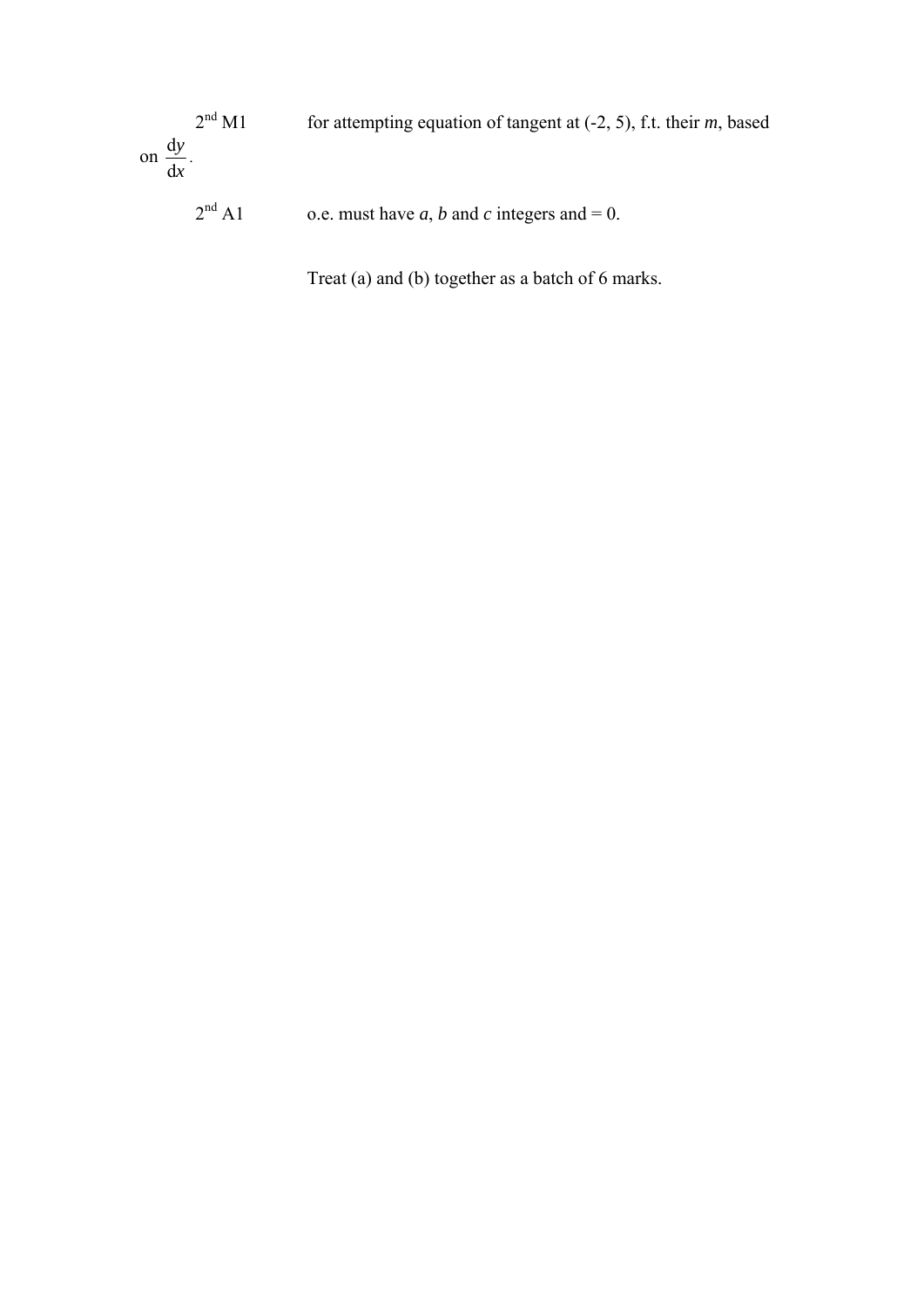$2^{nd}$ M1 for attempting equation of tangent at (-2, 5), f.t. their $m$, based on $\frac{dy}{dx}$.

$2^{nd}$ A1 o.e. must have $a$, $b$ and $c$ integers and = 0.

Treat (a) and (b) together as a batch of 6 marks.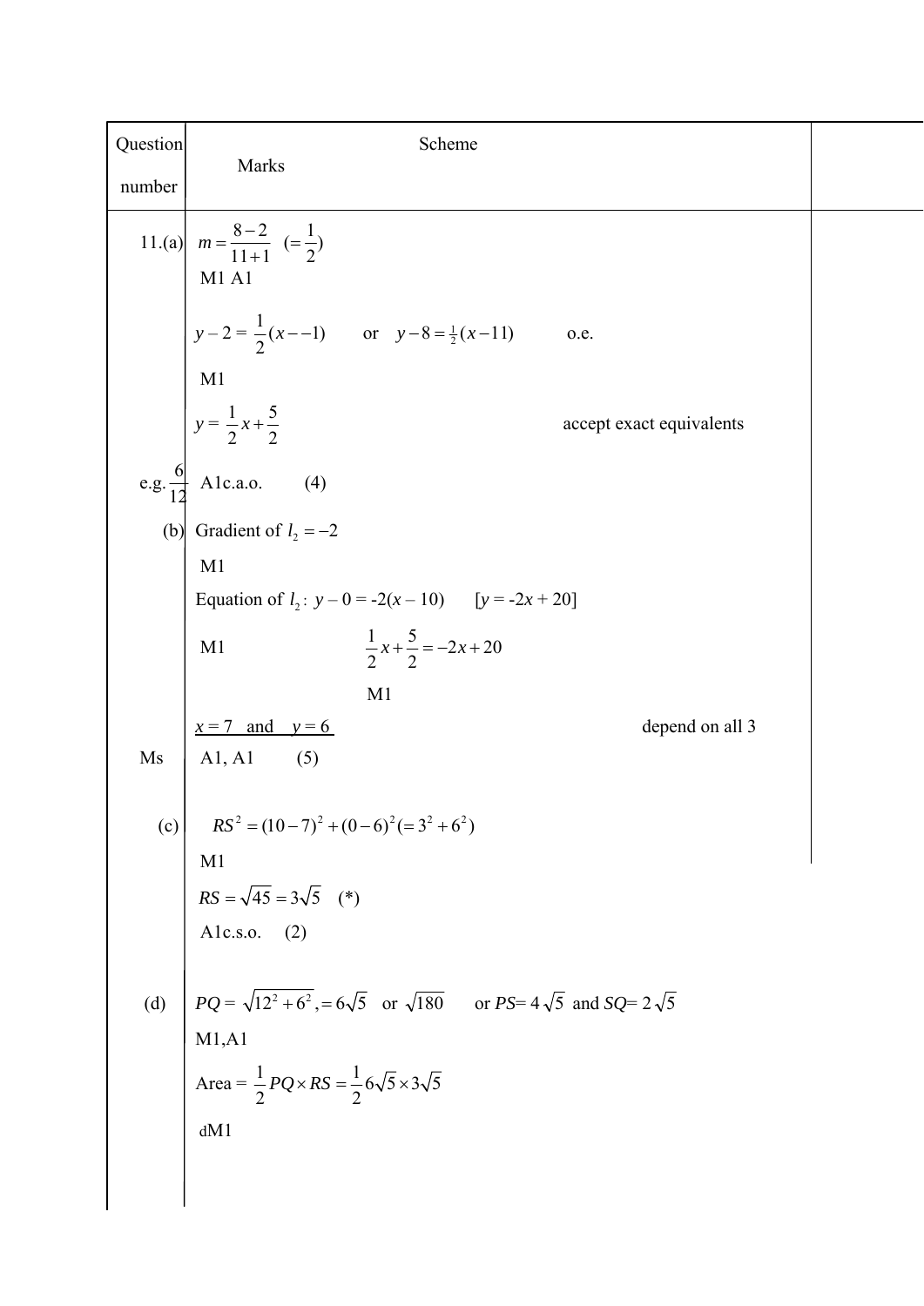| Question number | Scheme | Marks |
|---|---|---|
| 11.(a) | $m = \frac{8-2}{11+1} \quad (= \frac{1}{2})$ | M1 A1 |
| | $y - 2 = \frac{1}{2}(x - -1)$ or $y - 8 = \frac{1}{2}(x - 11)$ o.e. | M1 |
| | $y = \frac{1}{2}x + \frac{5}{2}$ accept exact equivalents e.g. $\frac{6}{12}$ | A1c.a.o. (4) |
| (b) | Gradient of $l_2 = -2$ | M1 |
| | Equation of $l_2$: $y - 0 = -2(x - 10)$ [$y = -2x + 20$] | M1 |
| | $\frac{1}{2}x + \frac{5}{2} = -2x + 20$ | M1 |
| | $x = 7$ and $y = 6$ depend on all 3 Ms | A1, A1 (5) |
| (c) | $RS^2 = (10-7)^2 + (0-6)^2 (= 3^2 + 6^2)$ | M1 |
| | $RS = \sqrt{45} = 3\sqrt{5}$ (*) | A1c.s.o. (2) |
| (d) | $PQ = \sqrt{12^2 + 6^2}, = 6\sqrt{5}$ or $\sqrt{180}$ or $PS = 4\sqrt{5}$ and $SQ = 2\sqrt{5}$ | M1,A1 |
| | Area $= \frac{1}{2}PQ \times RS = \frac{1}{2}6\sqrt{5} \times 3\sqrt{5}$ | dM1 |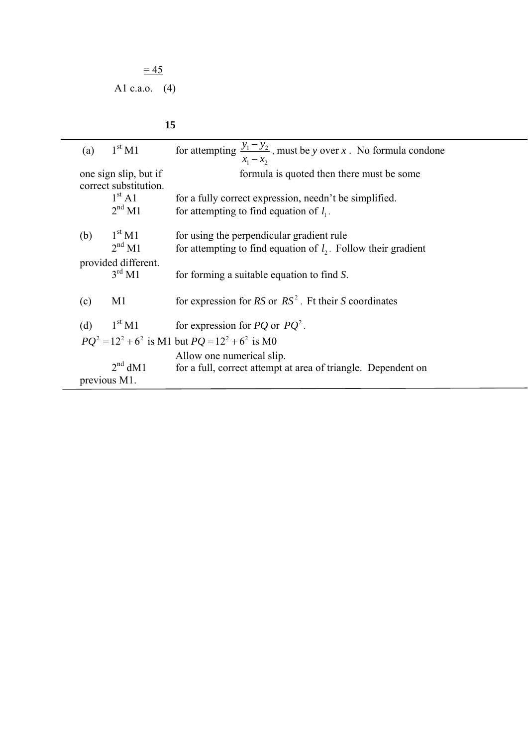$\underline{= 45}$

A1 c.a.o. (4)

**15**

| | | |
|---|---|---|
| (a) | 1st M1 | for attempting $\frac{y_1 - y_2}{x_1 - x_2}$, must be $y$ over $x$. No formula condone one sign slip, but if formula is quoted then there must be some correct substitution. |
| | 1st A1 | for a fully correct expression, needn't be simplified. |
| | 2nd M1 | for attempting to find equation of $l_1$. |
| (b) | 1st M1 | for using the perpendicular gradient rule |
| | 2nd M1 | for attempting to find equation of $l_2$. Follow their gradient provided different. |
| | 3rd M1 | for forming a suitable equation to find *S*. |
| (c) | M1 | for expression for *RS* or $RS^2$. Ft their *S* coordinates |
| (d) | 1st M1 | for expression for *PQ* or $PQ^2$. $PQ^2 = 12^2 + 6^2$ is M1 but $PQ = 12^2 + 6^2$ is M0. Allow one numerical slip. |
| | 2nd dM1 | for a full, correct attempt at area of triangle. Dependent on previous M1. |